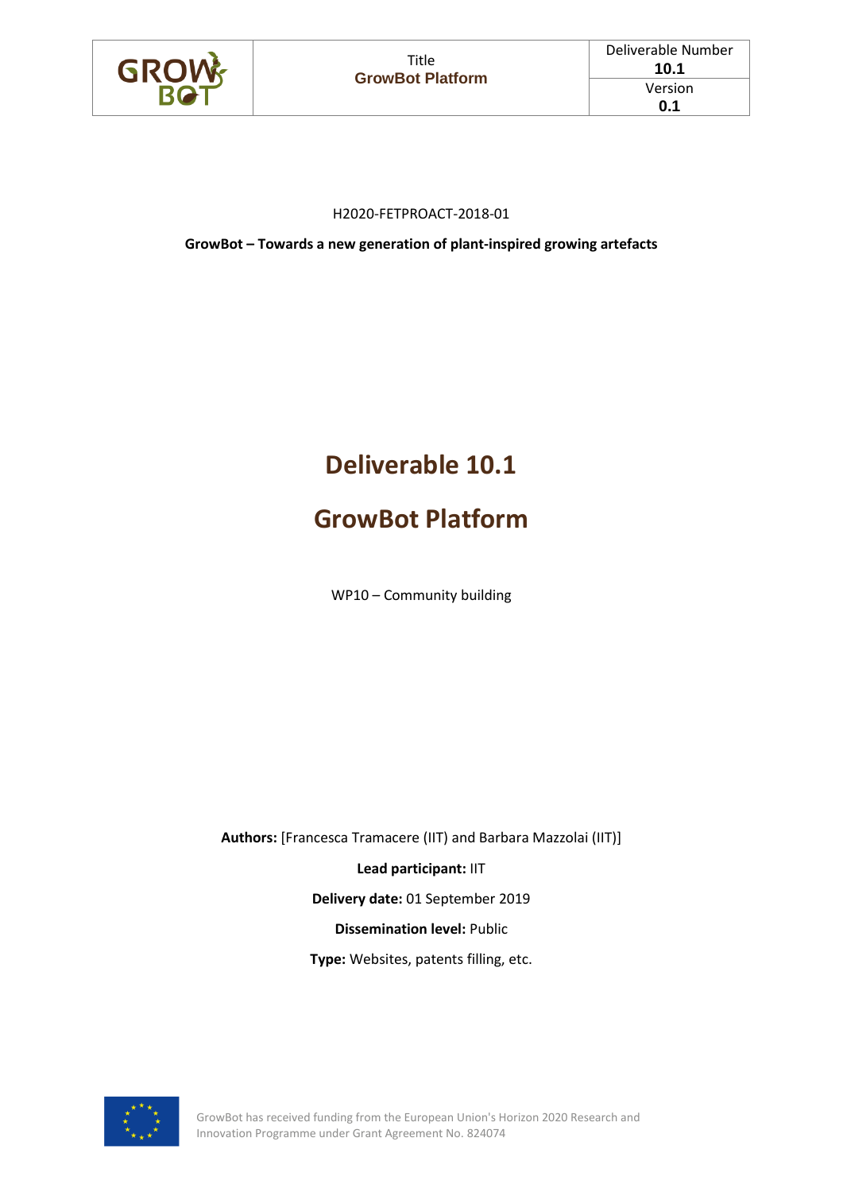| | Title<br>**GrowBot Platform** | Deliverable Number<br>**10.1**<br>Version<br>**0.1** |
|---|---|---|

H2020-FETPROACT-2018-01

**GrowBot – Towards a new generation of plant-inspired growing artefacts**

# Deliverable 10.1

# GrowBot Platform

WP10 – Community building

**Authors:** [Francesca Tramacere (IIT) and Barbara Mazzolai (IIT)]

**Lead participant:** IIT

**Delivery date:** 01 September 2019

**Dissemination level:** Public

**Type:** Websites, patents filling, etc.

GrowBot has received funding from the European Union's Horizon 2020 Research and Innovation Programme under Grant Agreement No. 824074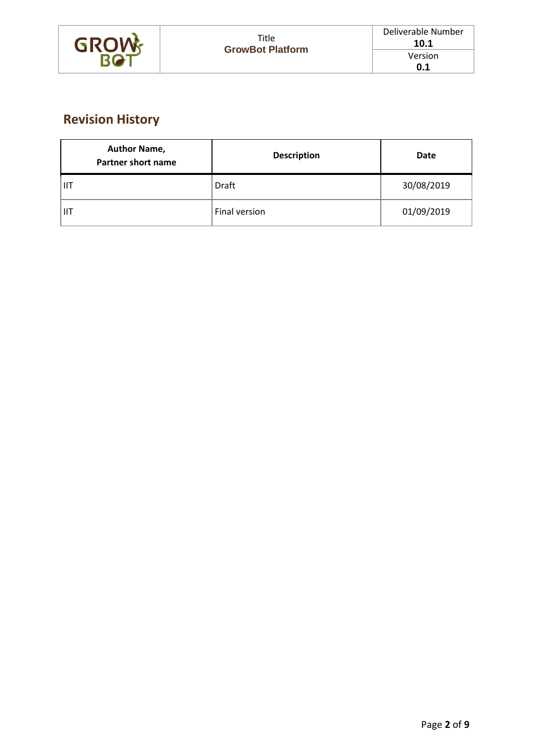## Revision History

| Author Name, Partner short name | Description | Date |
|---|---|---|
| IIT | Draft | 30/08/2019 |
| IIT | Final version | 01/09/2019 |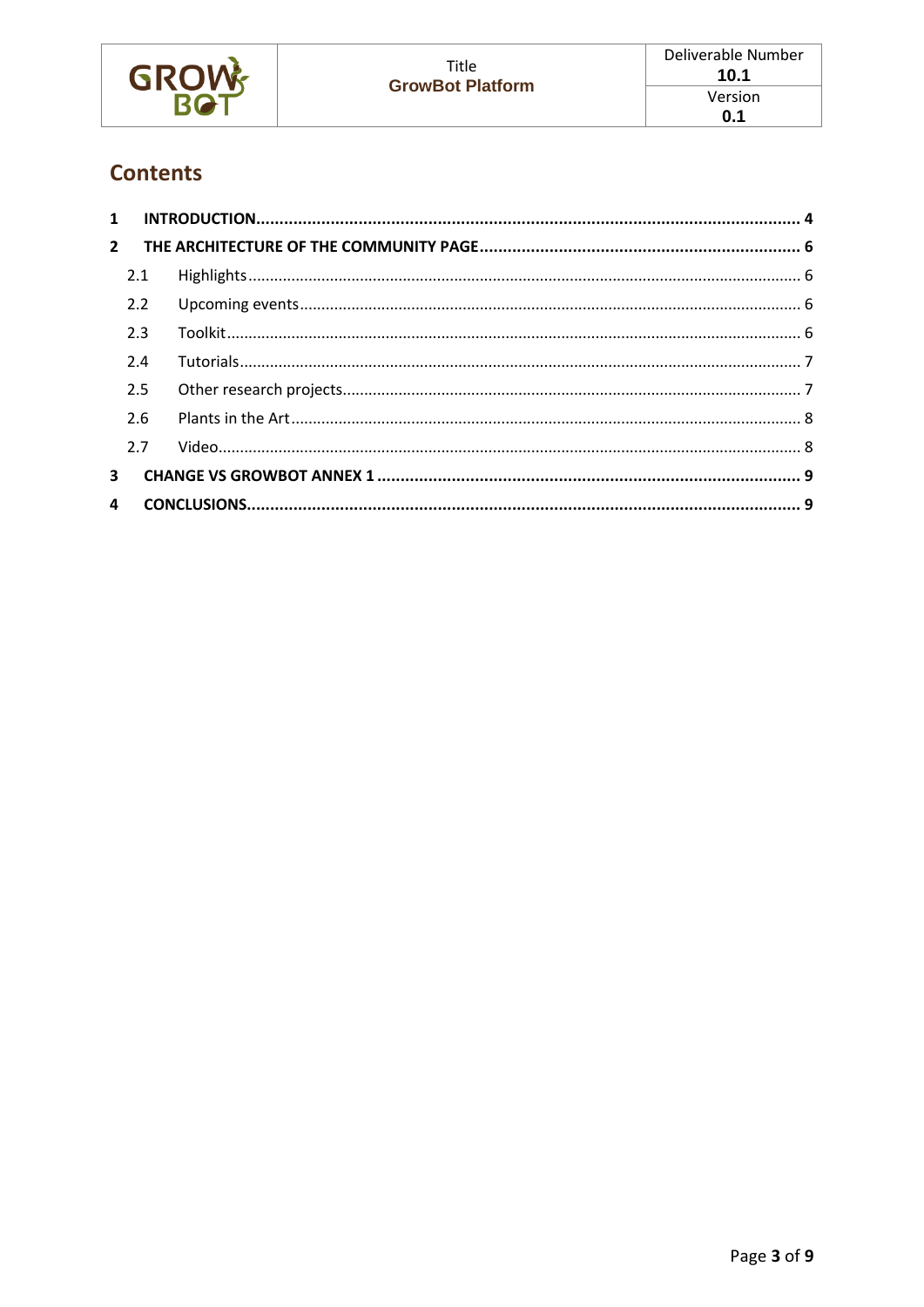## Contents

1 **INTRODUCTION** ..... 4

2 **THE ARCHITECTURE OF THE COMMUNITY PAGE** ..... 6

- 2.1 Highlights ..... 6
- 2.2 Upcoming events ..... 6
- 2.3 Toolkit ..... 6
- 2.4 Tutorials ..... 7
- 2.5 Other research projects ..... 7
- 2.6 Plants in the Art ..... 8
- 2.7 Video ..... 8

3 **CHANGE VS GROWBOT ANNEX 1** ..... 9

4 **CONCLUSIONS** ..... 9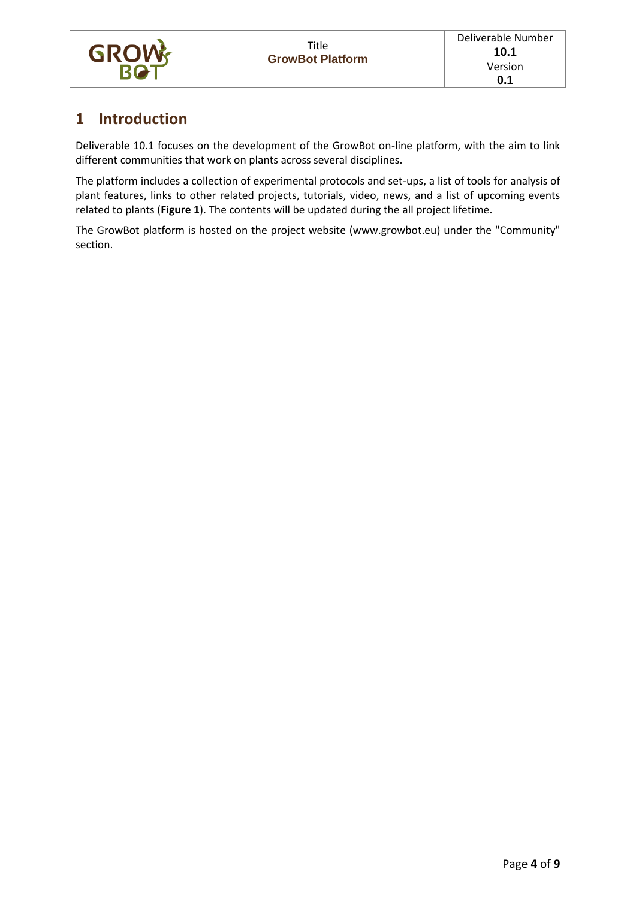# 1 Introduction

Deliverable 10.1 focuses on the development of the GrowBot on-line platform, with the aim to link different communities that work on plants across several disciplines.

The platform includes a collection of experimental protocols and set-ups, a list of tools for analysis of plant features, links to other related projects, tutorials, video, news, and a list of upcoming events related to plants (**Figure 1**). The contents will be updated during the all project lifetime.

The GrowBot platform is hosted on the project website (www.growbot.eu) under the "Community" section.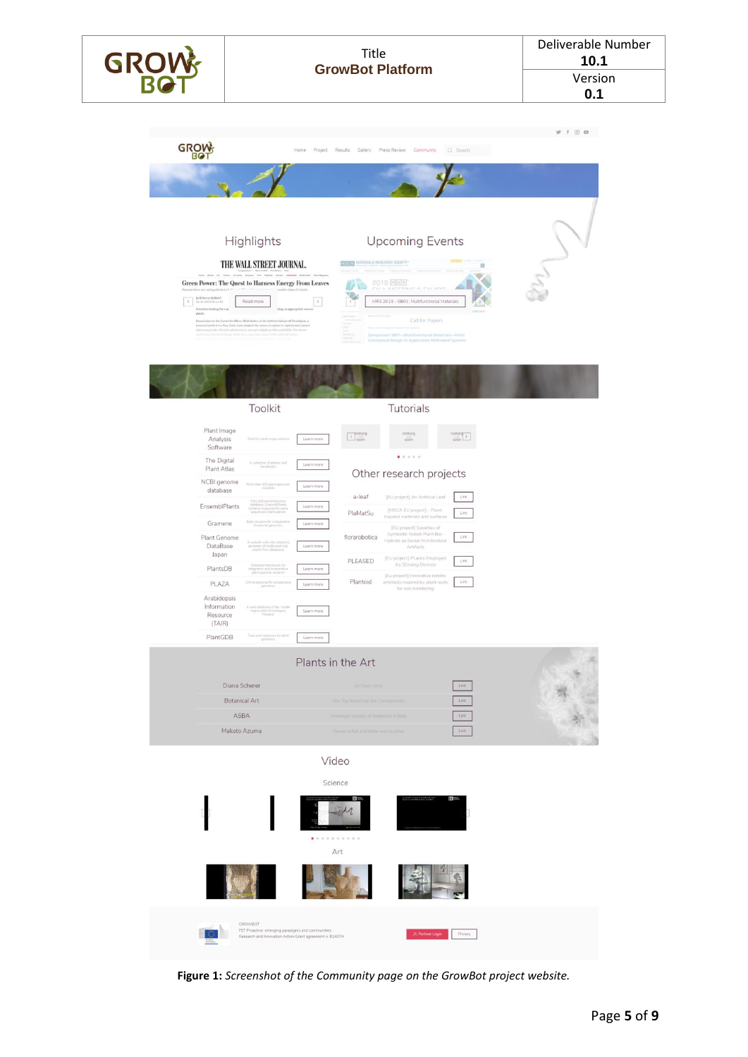**Figure 1:** *Screenshot of the Community page on the GrowBot project website.*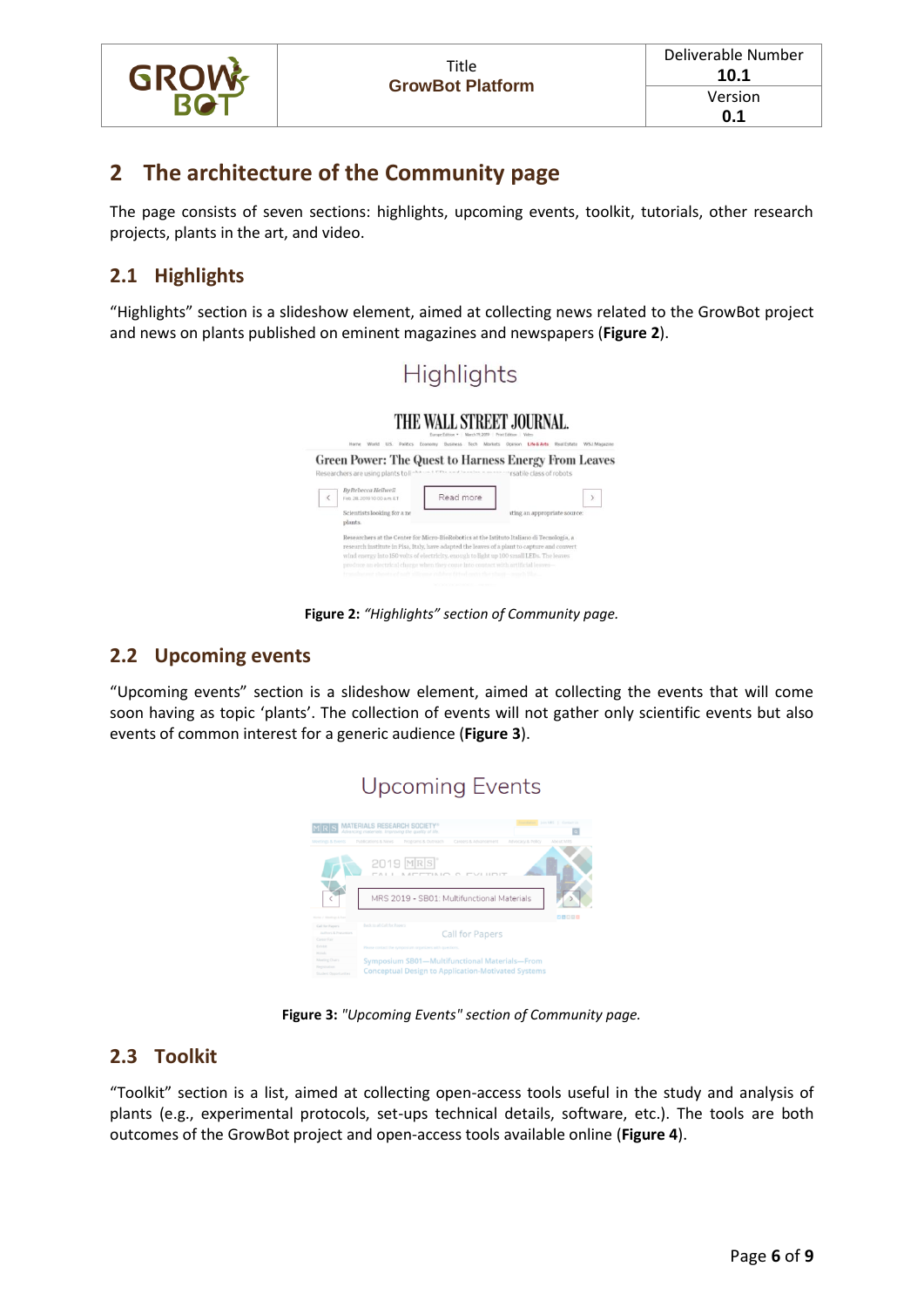## 2 The architecture of the Community page

The page consists of seven sections: highlights, upcoming events, toolkit, tutorials, other research projects, plants in the art, and video.

### 2.1 Highlights

"Highlights" section is a slideshow element, aimed at collecting news related to the GrowBot project and news on plants published on eminent magazines and newspapers (**Figure 2**).

**Figure 2:** *"Highlights" section of Community page.*

### 2.2 Upcoming events

"Upcoming events" section is a slideshow element, aimed at collecting the events that will come soon having as topic 'plants'. The collection of events will not gather only scientific events but also events of common interest for a generic audience (**Figure 3**).

**Figure 3:** *"Upcoming Events" section of Community page.*

### 2.3 Toolkit

"Toolkit" section is a list, aimed at collecting open-access tools useful in the study and analysis of plants (e.g., experimental protocols, set-ups technical details, software, etc.). The tools are both outcomes of the GrowBot project and open-access tools available online (**Figure 4**).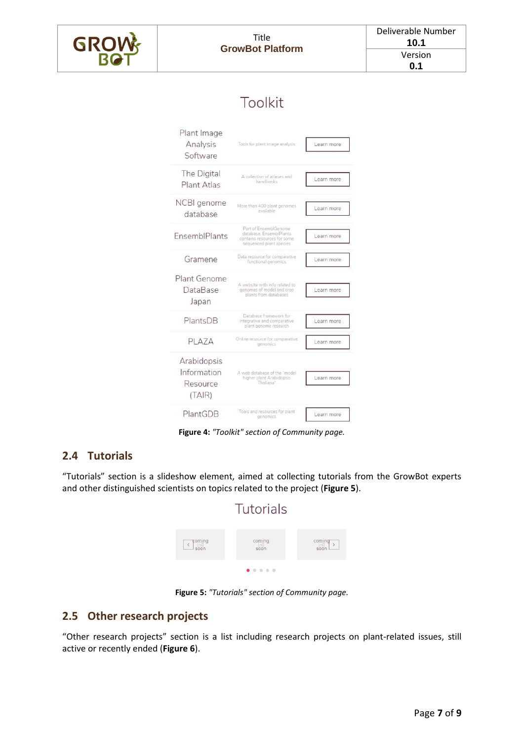Toolkit

| | | |
|---|---|---|
| Plant Image Analysis Software | Tools for plant image analysis | Learn more |
| The Digital Plant Atlas | A collection of atlases and handbooks | Learn more |
| NCBI genome database | More than 400 plant genomes available | Learn more |
| EnsemblPlants | Part of EnsemblGenome database, EnsemblPlants contains resources for some sequenced plant species | Learn more |
| Gramene | Data resource for comparative functional genomics | Learn more |
| Plant Genome DataBase Japan | A website with info related to genomes of model and crop plants from databases | Learn more |
| PlantsDB | Database framework for integrative and comparative plant genome research | Learn more |
| PLAZA | Online resource for comparative genomics | Learn more |
| Arabidopsis Information Resource (TAIR) | A web database of the "model higher plant Arabidopsis Thaliana" | Learn more |
| PlantGDB | Tools and resources for plant genomics | Learn more |

**Figure 4:** *"Toolkit" section of Community page.*

## 2.4 Tutorials

"Tutorials" section is a slideshow element, aimed at collecting tutorials from the GrowBot experts and other distinguished scientists on topics related to the project (**Figure 5**).

Tutorials

coming soon | coming soon | coming soon

**Figure 5:** *"Tutorials" section of Community page.*

## 2.5 Other research projects

"Other research projects" section is a list including research projects on plant-related issues, still active or recently ended (**Figure 6**).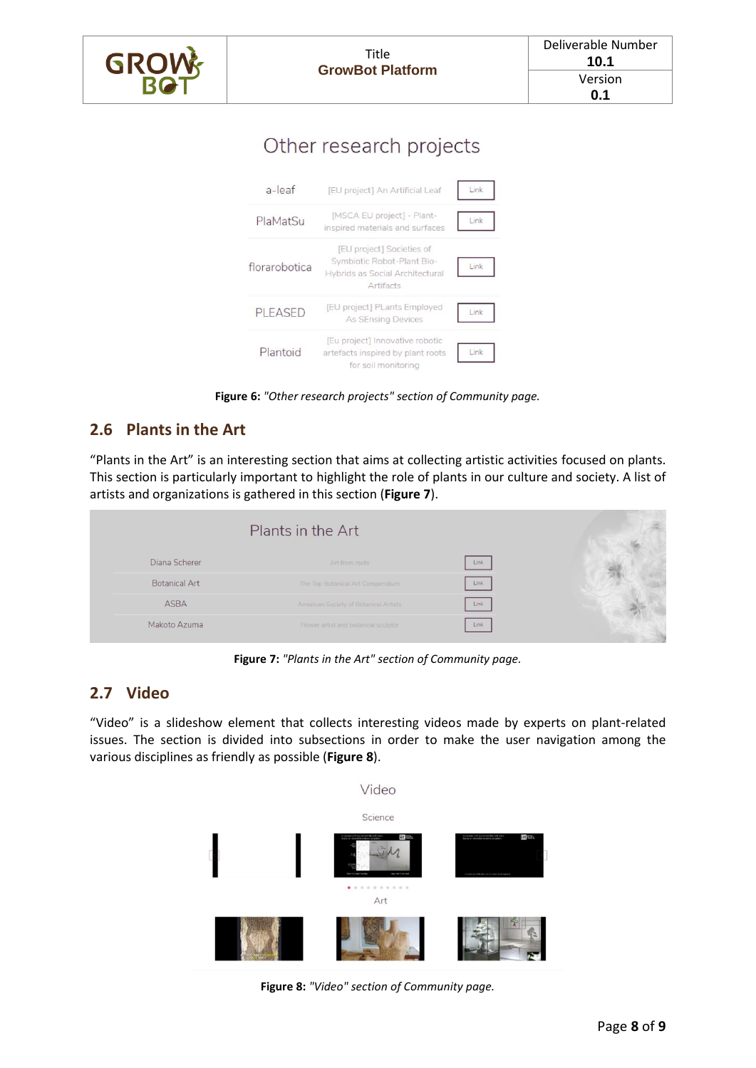Figure 6: *"Other research projects" section of Community page.*

## 2.6 Plants in the Art

"Plants in the Art" is an interesting section that aims at collecting artistic activities focused on plants. This section is particularly important to highlight the role of plants in our culture and society. A list of artists and organizations is gathered in this section (**Figure 7**).

**Figure 7:** *"Plants in the Art" section of Community page.*

## 2.7 Video

"Video" is a slideshow element that collects interesting videos made by experts on plant-related issues. The section is divided into subsections in order to make the user navigation among the various disciplines as friendly as possible (**Figure 8**).

**Figure 8:** *"Video" section of Community page.*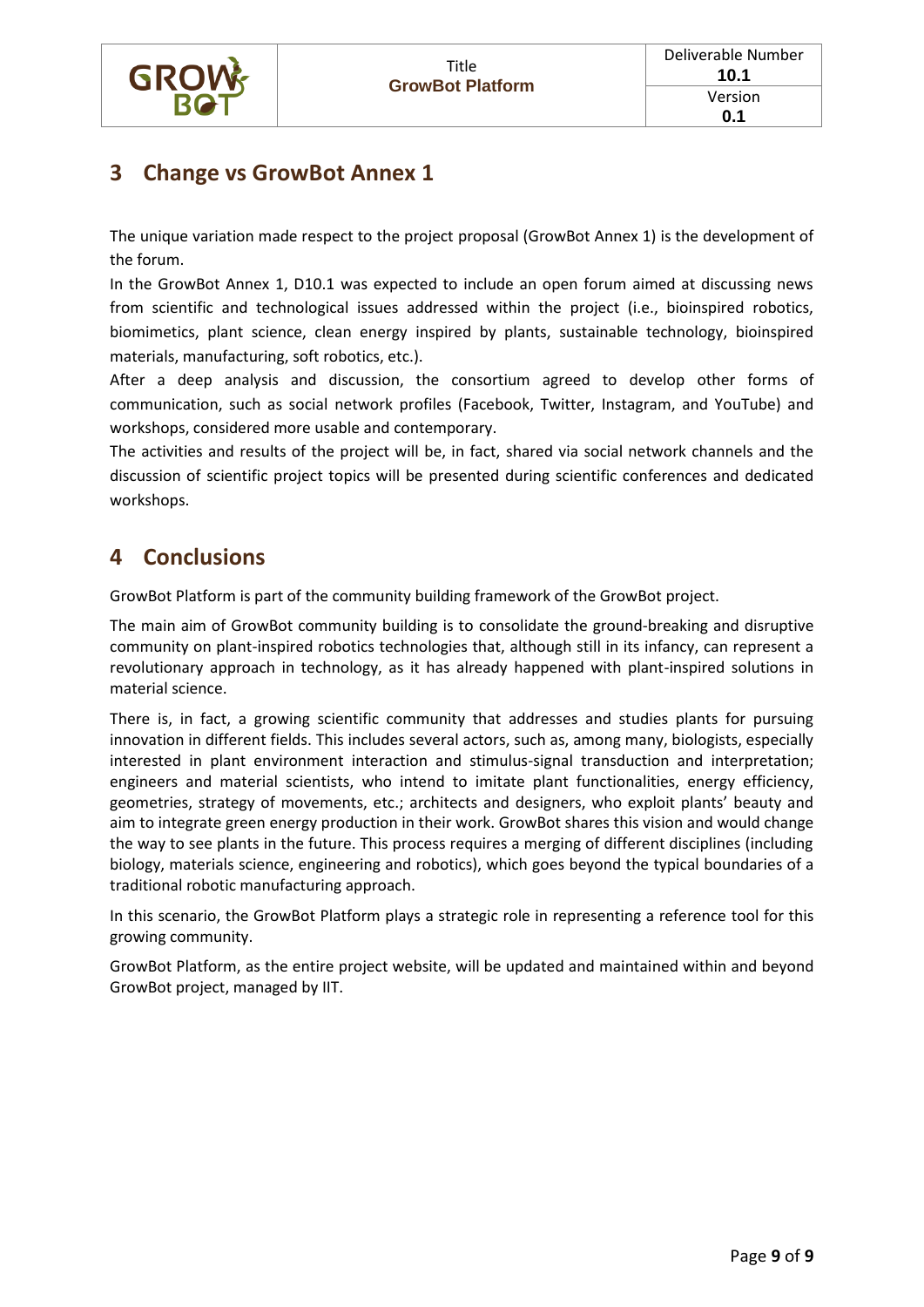## 3 Change vs GrowBot Annex 1

The unique variation made respect to the project proposal (GrowBot Annex 1) is the development of the forum.

In the GrowBot Annex 1, D10.1 was expected to include an open forum aimed at discussing news from scientific and technological issues addressed within the project (i.e., bioinspired robotics, biomimetics, plant science, clean energy inspired by plants, sustainable technology, bioinspired materials, manufacturing, soft robotics, etc.).

After a deep analysis and discussion, the consortium agreed to develop other forms of communication, such as social network profiles (Facebook, Twitter, Instagram, and YouTube) and workshops, considered more usable and contemporary.

The activities and results of the project will be, in fact, shared via social network channels and the discussion of scientific project topics will be presented during scientific conferences and dedicated workshops.

## 4 Conclusions

GrowBot Platform is part of the community building framework of the GrowBot project.

The main aim of GrowBot community building is to consolidate the ground-breaking and disruptive community on plant-inspired robotics technologies that, although still in its infancy, can represent a revolutionary approach in technology, as it has already happened with plant-inspired solutions in material science.

There is, in fact, a growing scientific community that addresses and studies plants for pursuing innovation in different fields. This includes several actors, such as, among many, biologists, especially interested in plant environment interaction and stimulus-signal transduction and interpretation; engineers and material scientists, who intend to imitate plant functionalities, energy efficiency, geometries, strategy of movements, etc.; architects and designers, who exploit plants' beauty and aim to integrate green energy production in their work. GrowBot shares this vision and would change the way to see plants in the future. This process requires a merging of different disciplines (including biology, materials science, engineering and robotics), which goes beyond the typical boundaries of a traditional robotic manufacturing approach.

In this scenario, the GrowBot Platform plays a strategic role in representing a reference tool for this growing community.

GrowBot Platform, as the entire project website, will be updated and maintained within and beyond GrowBot project, managed by IIT.